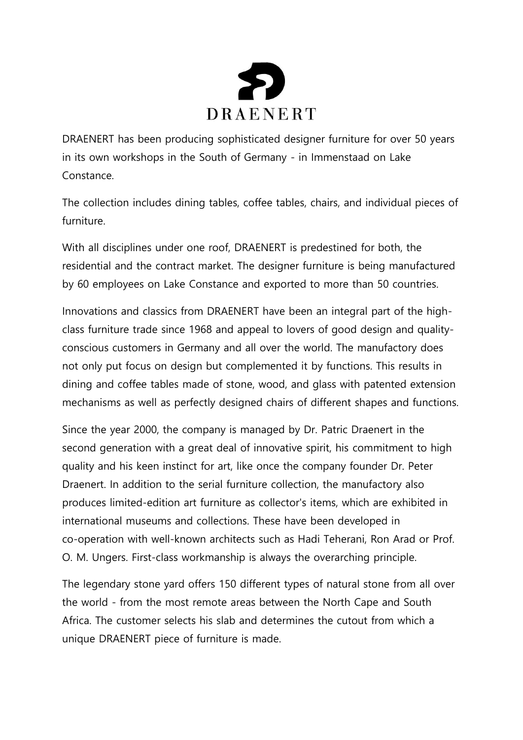# DRAENERT

DRAENERT has been producing sophisticated designer furniture for over 50 years in its own workshops in the South of Germany - in Immenstaad on Lake Constance.

The collection includes dining tables, coffee tables, chairs, and individual pieces of furniture.

With all disciplines under one roof, DRAENERT is predestined for both, the residential and the contract market. The designer furniture is being manufactured by 60 employees on Lake Constance and exported to more than 50 countries.

Innovations and classics from DRAENERT have been an integral part of the high-class furniture trade since 1968 and appeal to lovers of good design and quality-conscious customers in Germany and all over the world. The manufactory does not only put focus on design but complemented it by functions. This results in dining and coffee tables made of stone, wood, and glass with patented extension mechanisms as well as perfectly designed chairs of different shapes and functions.

Since the year 2000, the company is managed by Dr. Patric Draenert in the second generation with a great deal of innovative spirit, his commitment to high quality and his keen instinct for art, like once the company founder Dr. Peter Draenert. In addition to the serial furniture collection, the manufactory also produces limited-edition art furniture as collector's items, which are exhibited in international museums and collections. These have been developed in co-operation with well-known architects such as Hadi Teherani, Ron Arad or Prof. O. M. Ungers. First-class workmanship is always the overarching principle.

The legendary stone yard offers 150 different types of natural stone from all over the world - from the most remote areas between the North Cape and South Africa. The customer selects his slab and determines the cutout from which a unique DRAENERT piece of furniture is made.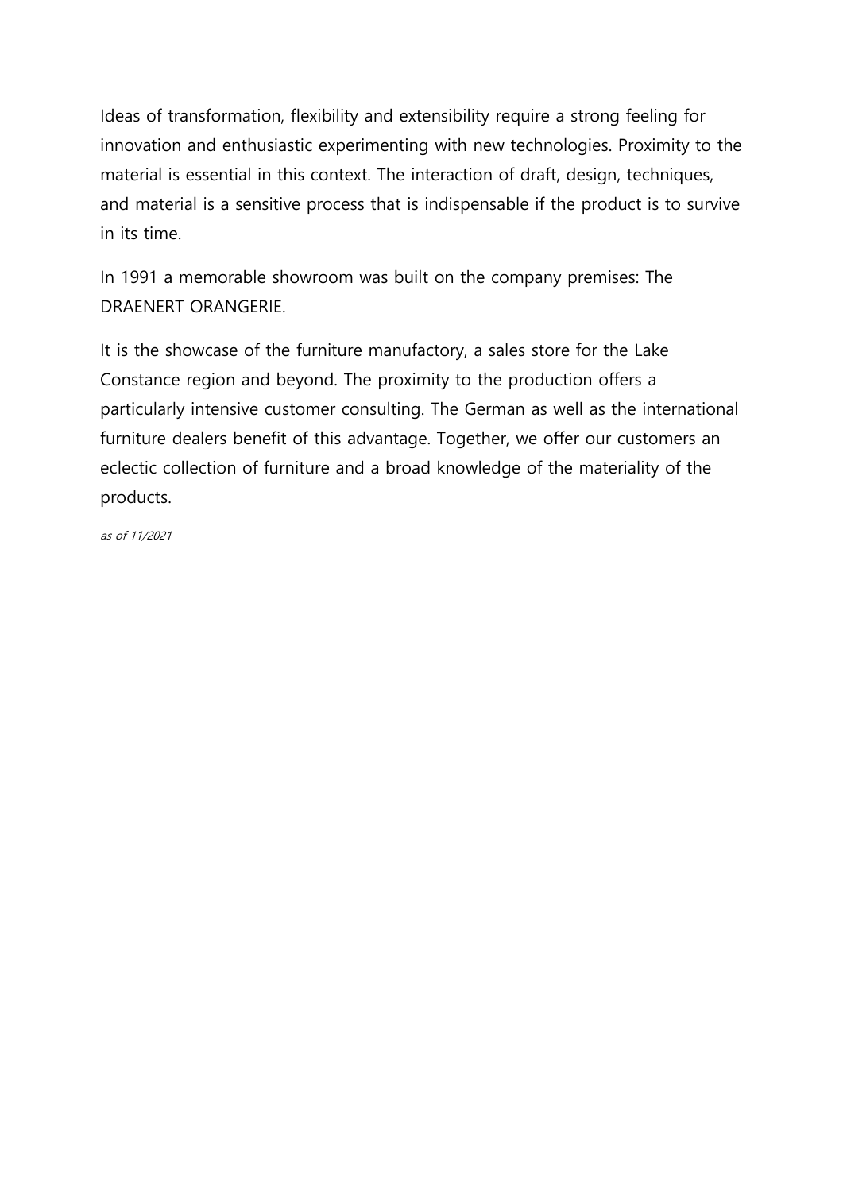Ideas of transformation, flexibility and extensibility require a strong feeling for innovation and enthusiastic experimenting with new technologies. Proximity to the material is essential in this context. The interaction of draft, design, techniques, and material is a sensitive process that is indispensable if the product is to survive in its time.

In 1991 a memorable showroom was built on the company premises: The DRAENERT ORANGERIE.

It is the showcase of the furniture manufactory, a sales store for the Lake Constance region and beyond. The proximity to the production offers a particularly intensive customer consulting. The German as well as the international furniture dealers benefit of this advantage. Together, we offer our customers an eclectic collection of furniture and a broad knowledge of the materiality of the products.

*as of 11/2021*